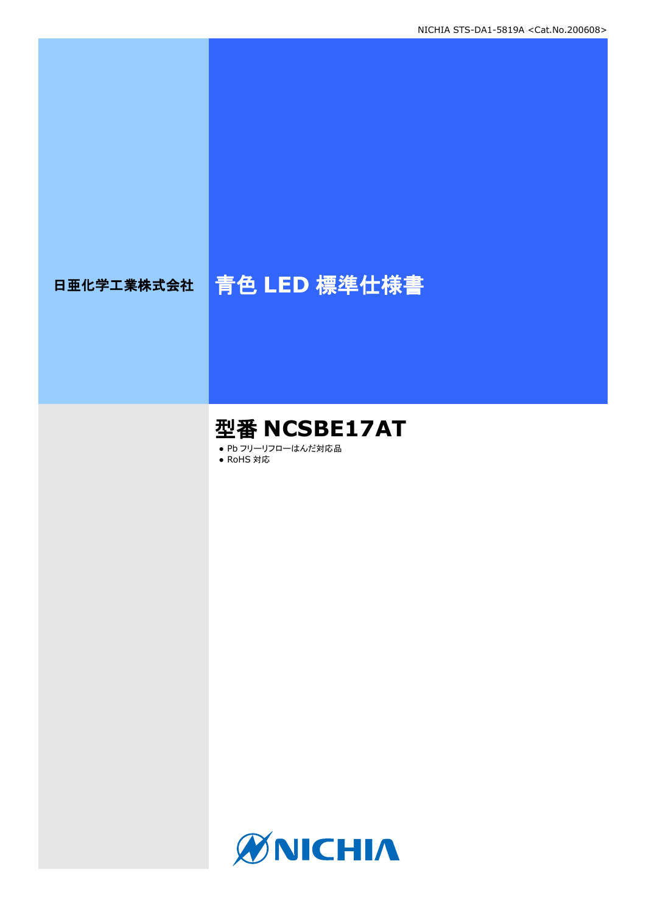日亜化学工業株式会社

# 青色 LED 標準仕様書

## 型番 NCSBE17AT

- Pb フリーリフローはんだ対応品
- RoHS 対応

NICHIA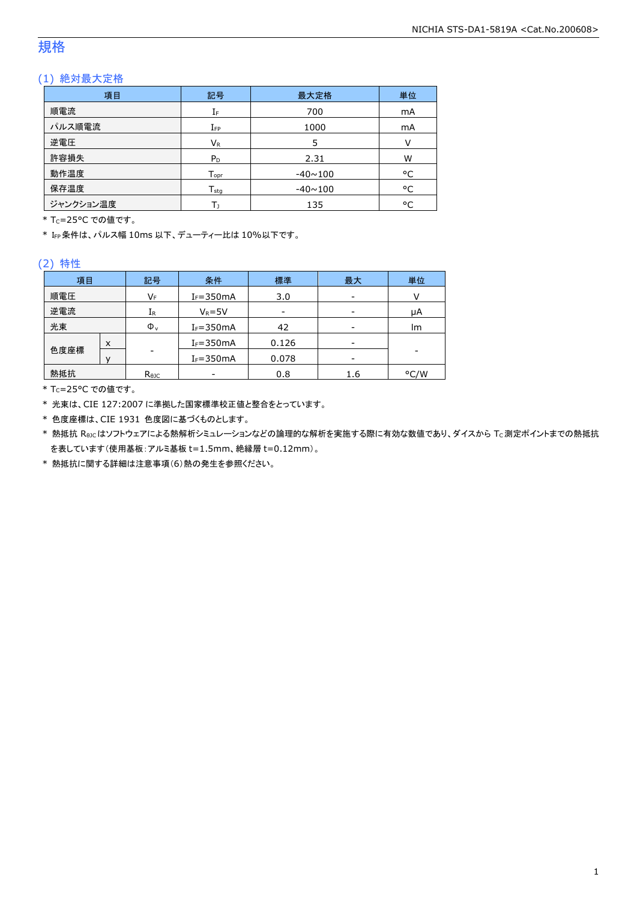# 規格

## (1) 絶対最大定格

| 項目 | 記号 | 最大定格 | 単位 |
|---|---|---|---|
| 順電流 | $I_F$ | 700 | mA |
| パルス順電流 | $I_{FP}$ | 1000 | mA |
| 逆電圧 | $V_R$ | 5 | V |
| 許容損失 | $P_D$ | 2.31 | W |
| 動作温度 | $T_{opr}$ | -40~100 | °C |
| 保存温度 | $T_{stg}$ | -40~100 | °C |
| ジャンクション温度 | $T_J$ | 135 | °C |

\* $T_C$=25°C での値です。

\* $I_{FP}$ 条件は、パルス幅 10ms 以下、デューティー比は 10%以下です。

## (2) 特性

| 項目 | | 記号 | 条件 | 標準 | 最大 | 単位 |
|---|---|---|---|---|---|---|
| 順電圧 | | $V_F$ | $I_F$=350mA | 3.0 | - | V |
| 逆電流 | | $I_R$ | $V_R$=5V | - | - | μA |
| 光束 | | $\Phi_v$ | $I_F$=350mA | 42 | - | lm |
| 色度座標 | x | - | $I_F$=350mA | 0.126 | - | - |
| | y | | $I_F$=350mA | 0.078 | - | |
| 熱抵抗 | | $R_{\theta JC}$ | - | 0.8 | 1.6 | °C/W |

\* $T_C$=25°C での値です。

\* 光束は、CIE 127:2007 に準拠した国家標準校正値と整合をとっています。

\* 色度座標は、CIE 1931 色度図に基づくものとします。

\* 熱抵抗 $R_{\theta JC}$ はソフトウェアによる熱解析シミュレーションなどの論理的な解析を実施する際に有効な数値であり、ダイスから $T_C$ 測定ポイントまでの熱抵抗を表しています(使用基板:アルミ基板 t=1.5mm、絶縁層 t=0.12mm)。

\* 熱抵抗に関する詳細は注意事項(6)熱の発生を参照ください。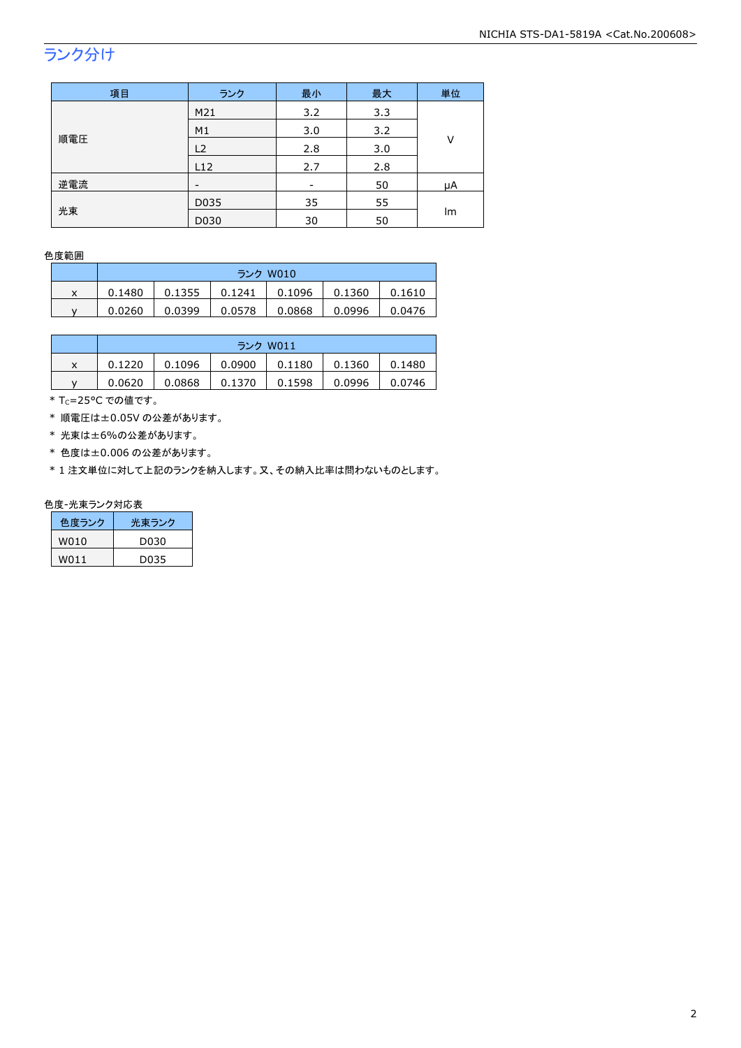## ランク分け

| 項目 | ランク | 最小 | 最大 | 単位 |
|---|---|---|---|---|
| 順電圧 | M21 | 3.2 | 3.3 | V |
| | M1 | 3.0 | 3.2 | |
| | L2 | 2.8 | 3.0 | |
| | L12 | 2.7 | 2.8 | |
| 逆電流 | - | - | 50 | μA |
| 光束 | D035 | 35 | 55 | lm |
| | D030 | 30 | 50 | |

色度範囲

| | ランク W010 | | | | | |
|---|---|---|---|---|---|---|
| x | 0.1480 | 0.1355 | 0.1241 | 0.1096 | 0.1360 | 0.1610 |
| y | 0.0260 | 0.0399 | 0.0578 | 0.0868 | 0.0996 | 0.0476 |

| | ランク W011 | | | | | |
|---|---|---|---|---|---|---|
| x | 0.1220 | 0.1096 | 0.0900 | 0.1180 | 0.1360 | 0.1480 |
| y | 0.0620 | 0.0868 | 0.1370 | 0.1598 | 0.0996 | 0.0746 |

* $T_C$=25°C での値です。
* 順電圧は±0.05V の公差があります。
* 光束は±6%の公差があります。
* 色度は±0.006 の公差があります。
* 1 注文単位に対して上記のランクを納入します。又、その納入比率は問わないものとします。

色度-光束ランク対応表

| 色度ランク | 光束ランク |
|---|---|
| W010 | D030 |
| W011 | D035 |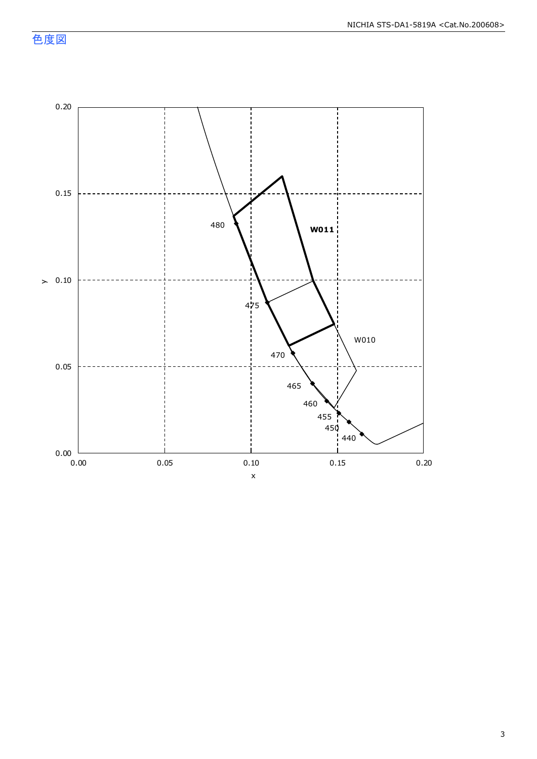## 色度図

0.20

0.15

0.10

0.05

0.00

y

0.00 0.05 0.10 0.15 0.20

x

480

475

470

465

460

455

450

440

W011

W010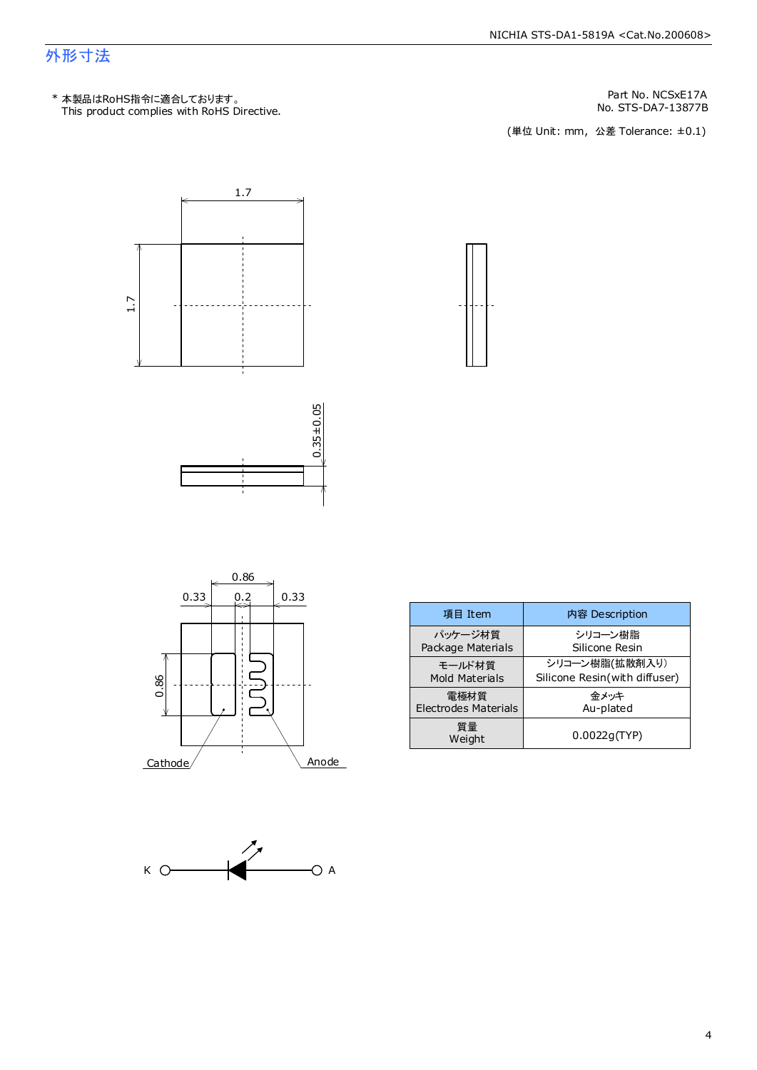# 外形寸法

\* 本製品はRoHS指令に適合しております。
This product complies with RoHS Directive.

Part No. NCSxE17A
No. STS-DA7-13877B

(単位 Unit: mm, 公差 Tolerance: ±0.1)

1.7

1.7

0.35±0.05

0.86

0.33　0.2　0.33

0.86

Cathode　Anode

K　A

| 項目 Item | 内容 Description |
|---|---|
| パッケージ材質<br>Package Materials | シリコーン樹脂<br>Silicone Resin |
| モールド材質<br>Mold Materials | シリコーン樹脂(拡散剤入り)<br>Silicone Resin(with diffuser) |
| 電極材質<br>Electrodes Materials | 金メッキ<br>Au-plated |
| 質量<br>Weight | 0.0022g(TYP) |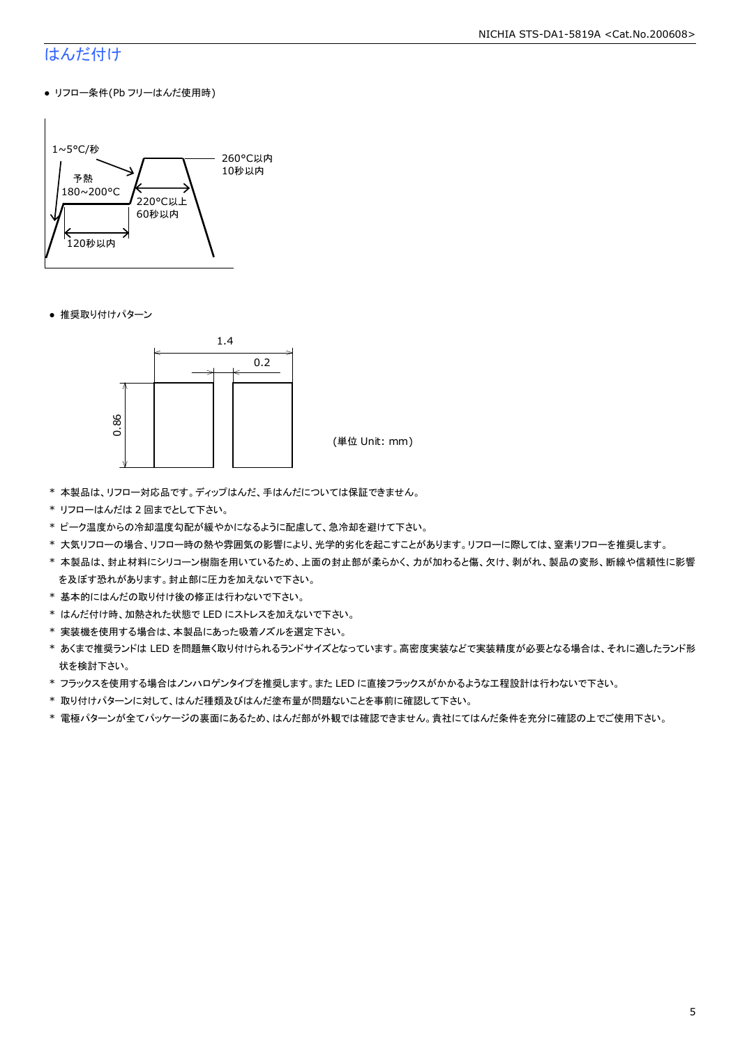# はんだ付け

- リフロー条件(Pb フリーはんだ使用時)

1~5°C/秒
予熱
180~200°C
120秒以内
220°C以上
60秒以内
260°C以内
10秒以内

- 推奨取り付けパターン

1.4
0.2
0.86

(単位 Unit: mm)

* 本製品は、リフロー対応品です。ディップはんだ、手はんだについては保証できません。
* リフローはんだは 2 回までとして下さい。
* ピーク温度からの冷却温度勾配が緩やかになるように配慮して、急冷却を避けて下さい。
* 大気リフローの場合、リフロー時の熱や雰囲気の影響により、光学的劣化を起こすことがあります。リフローに際しては、窒素リフローを推奨します。
* 本製品は、封止材料にシリコーン樹脂を用いているため、上面の封止部が柔らかく、力が加わると傷、欠け、剥がれ、製品の変形、断線や信頼性に影響を及ぼす恐れがあります。封止部に圧力を加えないで下さい。
* 基本的にはんだの取り付け後の修正は行わないで下さい。
* はんだ付け時、加熱された状態で LED にストレスを加えないで下さい。
* 実装機を使用する場合は、本製品にあった吸着ノズルを選定下さい。
* あくまで推奨ランドは LED を問題無く取り付けられるランドサイズとなっています。高密度実装などで実装精度が必要となる場合は、それに適したランド形状を検討下さい。
* フラックスを使用する場合はノンハロゲンタイプを推奨します。また LED に直接フラックスがかかるような工程設計は行わないで下さい。
* 取り付けパターンに対して、はんだ種類及びはんだ塗布量が問題ないことを事前に確認して下さい。
* 電極パターンが全てパッケージの裏面にあるため、はんだ部が外観では確認できません。貴社にてはんだ条件を充分に確認の上でご使用下さい。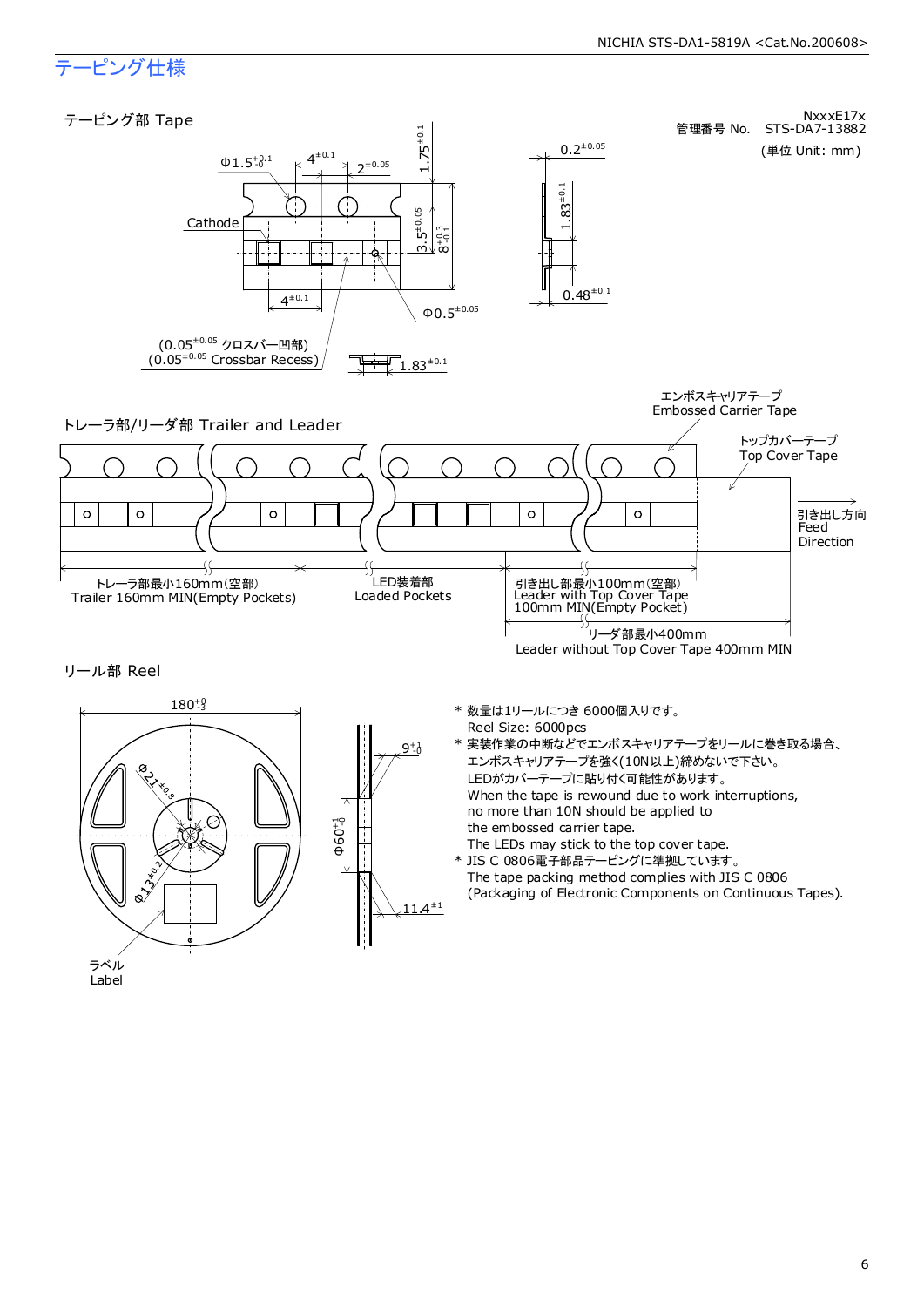# テーピング仕様

## テーピング部 Tape

NxxxE17x
管理番号 No.　STS-DA7-13882
(単位 Unit: mm)

Φ1.5 $^{+0.1}_{-0}$　4 $^{\pm0.1}$　2 $^{\pm0.05}$　1.75 $^{\pm0.1}$　0.2 $^{\pm0.05}$

Cathode

3.5 $^{\pm0.05}$　8 $^{+0.3}_{-0.1}$　1.83 $^{\pm0.1}$

4 $^{\pm0.1}$　Φ0.5 $^{\pm0.05}$　0.48 $^{\pm0.1}$

(0.05 $^{\pm0.05}$ クロスバー凹部)
(0.05 $^{\pm0.05}$ Crossbar Recess)

1.83 $^{\pm0.1}$

## トレーラ部/リーダ部 Trailer and Leader

エンボスキャリアテープ
Embossed Carrier Tape

トップカバーテープ
Top Cover Tape

引き出し方向
Feed Direction

トレーラ部最小160mm(空部)
Trailer 160mm MIN(Empty Pockets)

LED装着部
Loaded Pockets

引き出し部最小100mm(空部)
Leader with Top Cover Tape 100mm MIN(Empty Pocket)

リーダ部最小400mm
Leader without Top Cover Tape 400mm MIN

## リール部 Reel

180 $^{+0}_{-3}$　Φ21 $^{\pm0.8}$　Φ13 $^{\pm0.2}$　Φ60 $^{+1}_{-0}$　9 $^{+1}_{-0}$　11.4 $^{\pm1}$

ラベル
Label

\* 数量は1リールにつき 6000個入りです。
Reel Size: 6000pcs

\* 実装作業の中断などでエンボスキャリアテープをリールに巻き取る場合、エンボスキャリアテープを強く(10N以上)締めないで下さい。LEDがカバーテープに貼り付く可能性があります。
When the tape is rewound due to work interruptions, no more than 10N should be applied to the embossed carrier tape.
The LEDs may stick to the top cover tape.

\* JIS C 0806電子部品テーピングに準拠しています。
The tape packing method complies with JIS C 0806 (Packaging of Electronic Components on Continuous Tapes).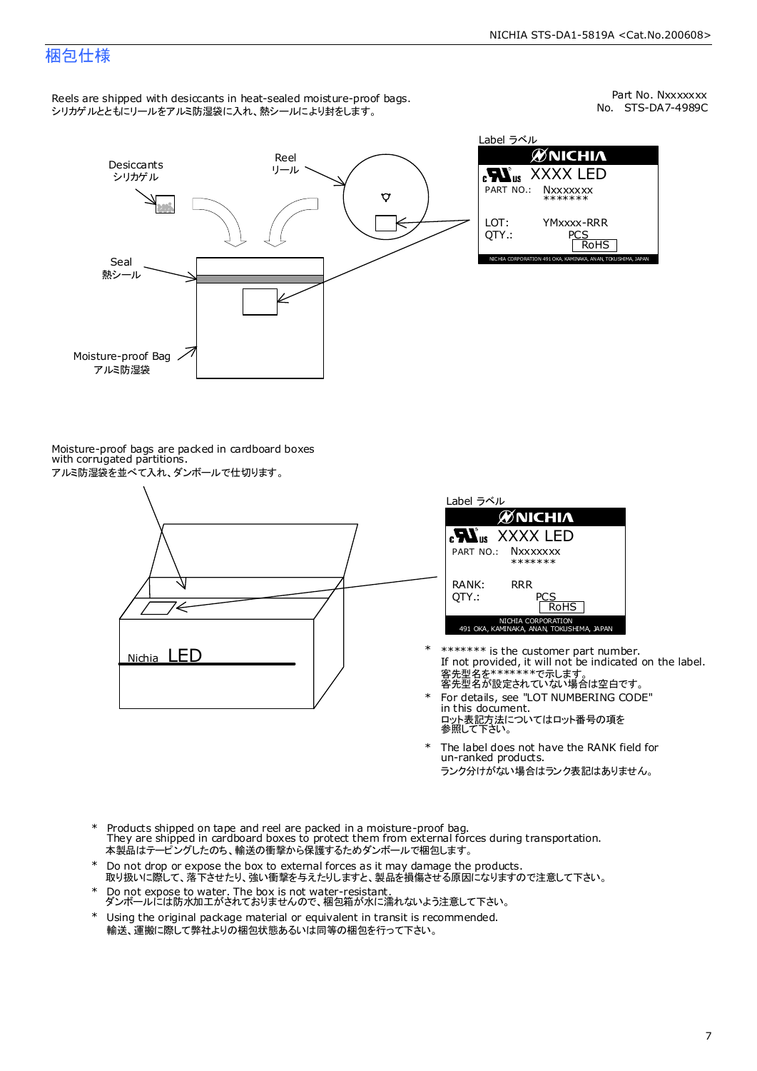# 梱包仕様

Part No. Nxxxxxxx
No. STS-DA7-4989C

Reels are shipped with desiccants in heat-sealed moisture-proof bags.
シリカゲルとともにリールをアルミ防湿袋に入れ、熱シールにより封をします。

Desiccants
シリカゲル

Reel
リール

Seal
熱シール

Moisture-proof Bag
アルミ防湿袋

Label ラベル

NICHIA
XXXX LED
PART NO.: Nxxxxxxx
\*\*\*\*\*\*\*
LOT: YMxxxx-RRR
QTY.: PCS
RoHS
NICHIA CORPORATION 491 OKA, KAMINAKA, ANAN, TOKUSHIMA, JAPAN

Moisture-proof bags are packed in cardboard boxes with corrugated partitions.
アルミ防湿袋を並べて入れ、ダンボールで仕切ります。

Nichia LED

Label ラベル

NICHIA
XXXX LED
PART NO.: Nxxxxxxx
\*\*\*\*\*\*\*
RANK: RRR
QTY.: PCS
RoHS
NICHIA CORPORATION
491 OKA, KAMINAKA, ANAN, TOKUSHIMA, JAPAN

\* \*\*\*\*\*\*\* is the customer part number.
If not provided, it will not be indicated on the label.
客先型名を\*\*\*\*\*\*\*で示します。
客先型名が設定されていない場合は空白です。

\* For details, see "LOT NUMBERING CODE" in this document.
ロット表記方法についてはロット番号の項を参照して下さい。

\* The label does not have the RANK field for un-ranked products.
ランク分けがない場合はランク表記はありません。

\* Products shipped on tape and reel are packed in a moisture-proof bag.
They are shipped in cardboard boxes to protect them from external forces during transportation.
本製品はテーピングしたのち、輸送の衝撃から保護するためダンボールで梱包します。

\* Do not drop or expose the box to external forces as it may damage the products.
取り扱いに際して、落下させたり、強い衝撃を与えたりしますと、製品を損傷させる原因になりますので注意して下さい。

\* Do not expose to water. The box is not water-resistant.
ダンボールには防水加工がされておりませんので、梱包箱が水に濡れないよう注意して下さい。

\* Using the original package material or equivalent in transit is recommended.
輸送、運搬に際して弊社よりの梱包状態あるいは同等の梱包を行って下さい。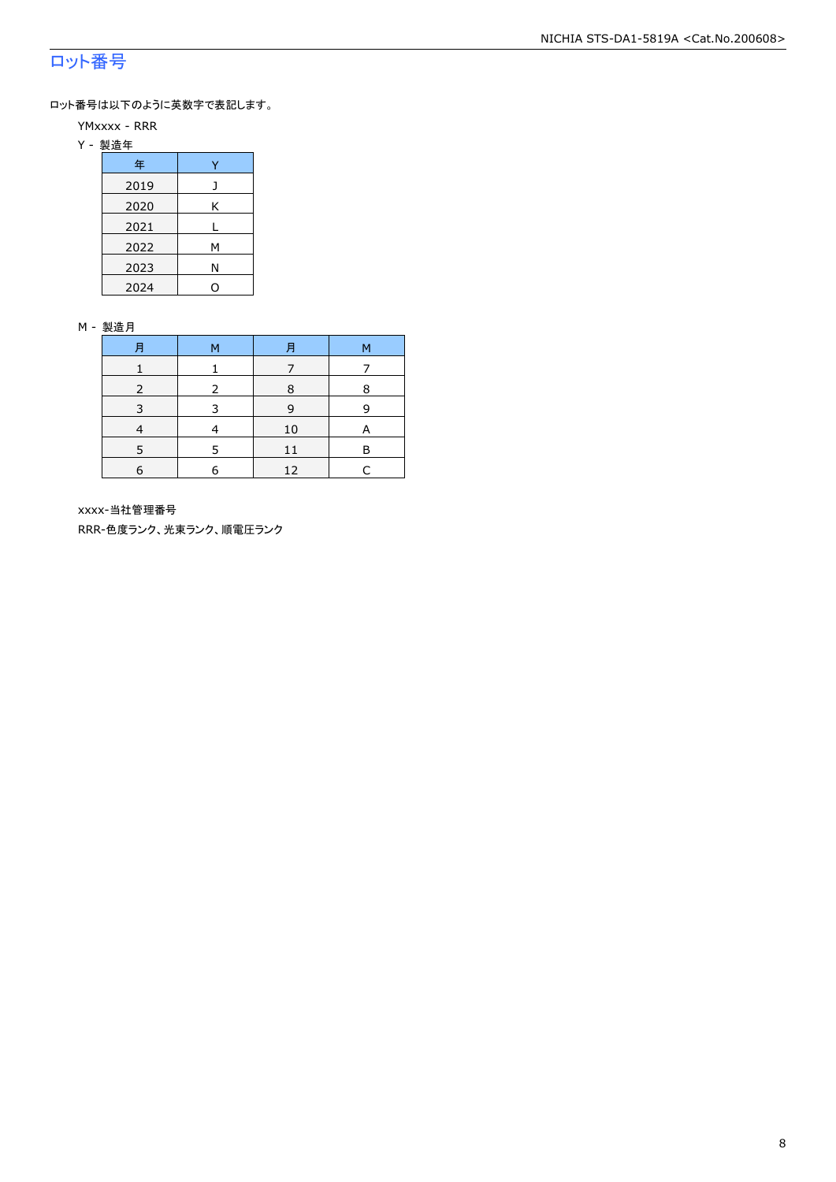# ロット番号

ロット番号は以下のように英数字で表記します。

YMxxxx - RRR

Y - 製造年

| 年 | Y |
|---|---|
| 2019 | J |
| 2020 | K |
| 2021 | L |
| 2022 | M |
| 2023 | N |
| 2024 | O |

M - 製造月

| 月 | M | 月 | M |
|---|---|---|---|
| 1 | 1 | 7 | 7 |
| 2 | 2 | 8 | 8 |
| 3 | 3 | 9 | 9 |
| 4 | 4 | 10 | A |
| 5 | 5 | 11 | B |
| 6 | 6 | 12 | C |

xxxx-当社管理番号

RRR-色度ランク、光束ランク、順電圧ランク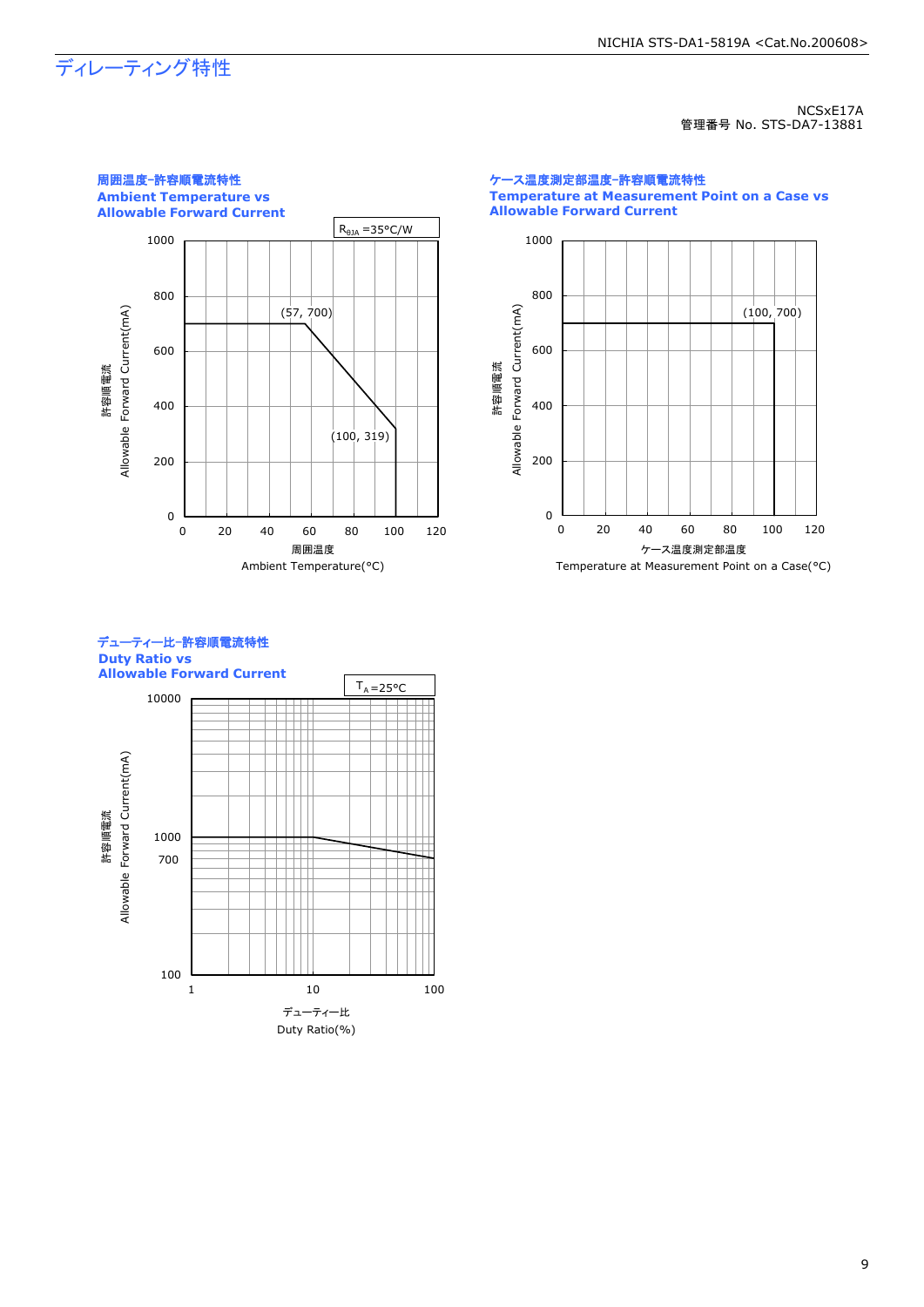# ディレーティング特性

NCSxE17A
管理番号 No. STS-DA7-13881

### 周囲温度-許容順電流特性
**Ambient Temperature vs Allowable Forward Current**

$R_{\theta JA}$ =35°C/W

(57, 700)
(100, 319)

許容順電流 Allowable Forward Current(mA)
周囲温度 Ambient Temperature(°C)

### ケース温度測定部温度-許容順電流特性
**Temperature at Measurement Point on a Case vs Allowable Forward Current**

(100, 700)

許容順電流 Allowable Forward Current(mA)
ケース温度測定部温度 Temperature at Measurement Point on a Case(°C)

### デューティー比-許容順電流特性
**Duty Ratio vs Allowable Forward Current**

$T_A$=25°C

許容順電流 Allowable Forward Current(mA)
デューティー比 Duty Ratio(%)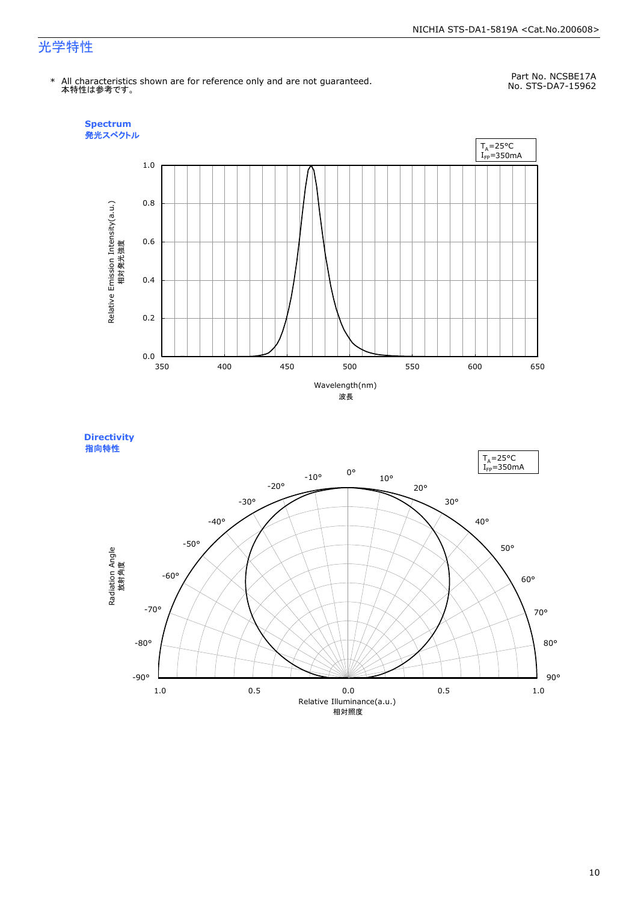# 光学特性

\* All characteristics shown are for reference only and are not guaranteed.
本特性は参考です。

Part No. NCSBE17A
No. STS-DA7-15962

## Spectrum
発光スペクトル

$T_A$=25°C
$I_{FP}$=350mA

Relative Emission Intensity(a.u.)
相対発光強度

Wavelength(nm)
波長

## Directivity
指向特性

$T_A$=25°C
$I_{FP}$=350mA

Radiation Angle
放射角度

Relative Illuminance(a.u.)
相対照度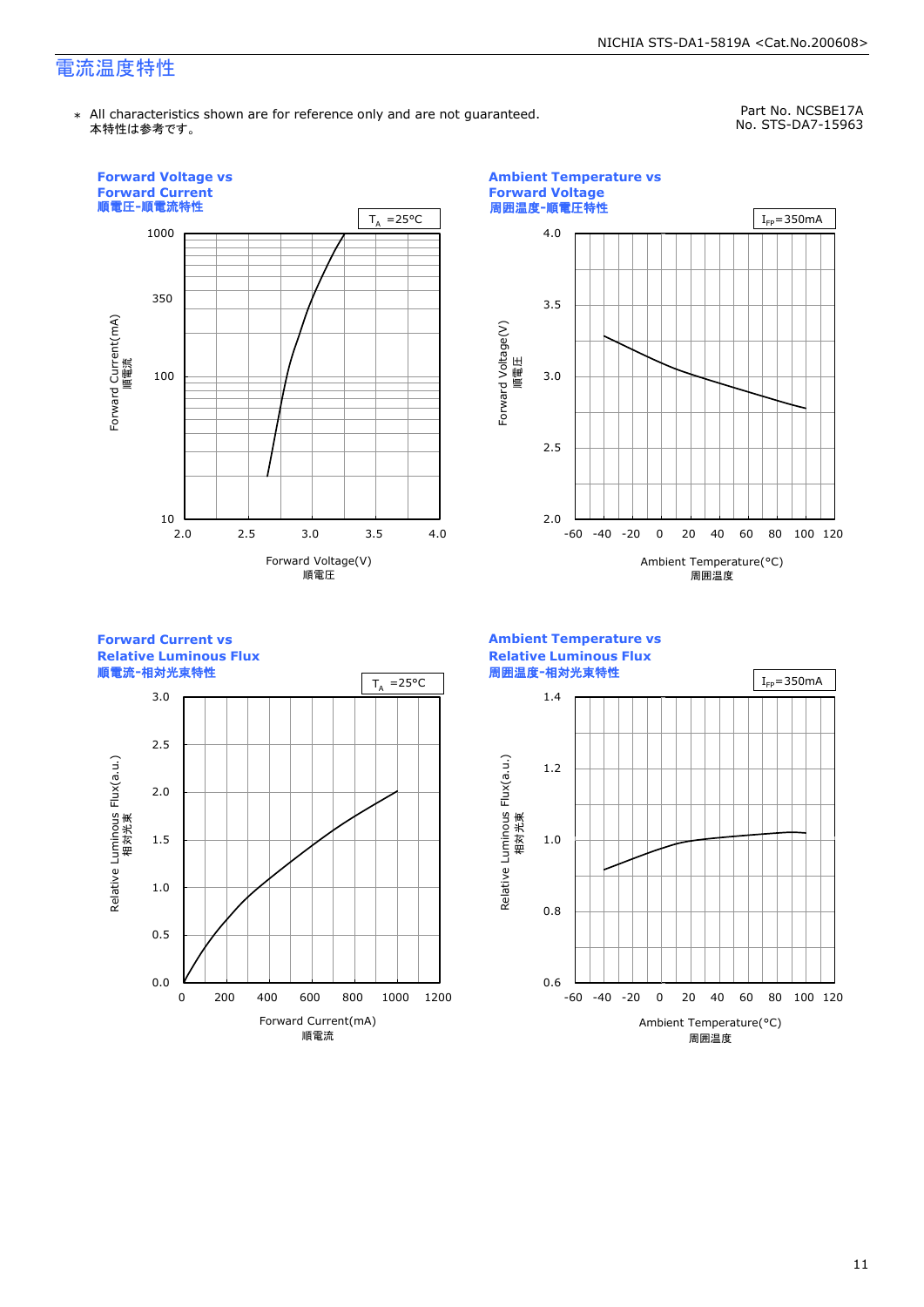# 電流温度特性

＊ All characteristics shown are for reference only and are not guaranteed.
本特性は参考です。

Part No. NCSBE17A
No. STS-DA7-15963

### Forward Voltage vs Forward Current
### 順電圧-順電流特性

$T_A$ =25°C

Forward Current(mA) 順電流

Forward Voltage(V) 順電圧

### Ambient Temperature vs Forward Voltage
### 周囲温度-順電圧特性

$I_{FP}$=350mA

Forward Voltage(V) 順電圧

Ambient Temperature(°C) 周囲温度

### Forward Current vs Relative Luminous Flux
### 順電流-相対光束特性

$T_A$ =25°C

Relative Luminous Flux(a.u.) 相対光束

Forward Current(mA) 順電流

### Ambient Temperature vs Relative Luminous Flux
### 周囲温度-相対光束特性

$I_{FP}$=350mA

Relative Luminous Flux(a.u.) 相対光束

Ambient Temperature(°C) 周囲温度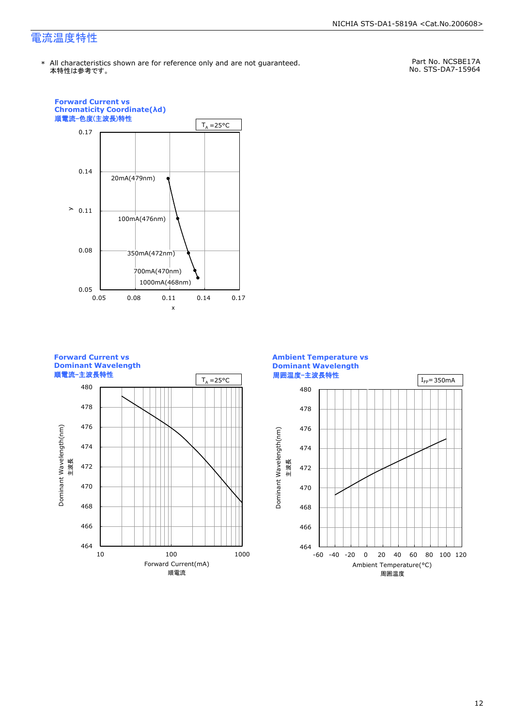# 電流温度特性

\* All characteristics shown are for reference only and are not guaranteed.
本特性は参考です。

Part No. NCSBE17A
No. STS-DA7-15964

**Forward Current vs Chromaticity Coordinate(λd)**
**順電流-色度(主波長)特性**

$T_A$ =25°C

y axis: 0.05, 0.08, 0.11, 0.14, 0.17
x axis: 0.05, 0.08, 0.11, 0.14, 0.17

20mA(479nm)
100mA(476nm)
350mA(472nm)
700mA(470nm)
1000mA(468nm)

**Forward Current vs Dominant Wavelength**
**順電流-主波長特性**

$T_A$ =25°C

Dominant Wavelength(nm)
主波長

Forward Current(mA)
順電流

**Ambient Temperature vs Dominant Wavelength**
**周囲温度-主波長特性**

$I_{FP}$= 350mA

Dominant Wavelength(nm)
主波長

Ambient Temperature(°C)
周囲温度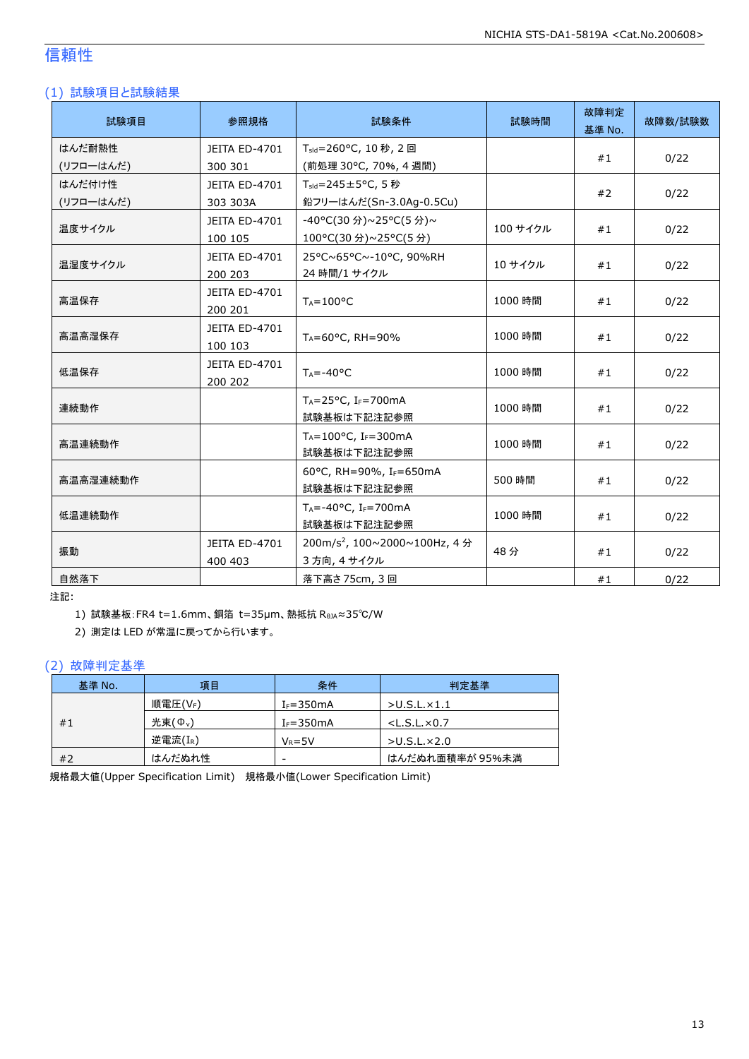## 信頼性

### (1) 試験項目と試験結果

| 試験項目 | 参照規格 | 試験条件 | 試験時間 | 故障判定基準 No. | 故障数/試験数 |
|---|---|---|---|---|---|
| はんだ耐熱性 (リフローはんだ) | JEITA ED-4701 300 301 | $T_{sld}$=260°C, 10 秒, 2 回 (前処理 30°C, 70%, 4 週間) | | #1 | 0/22 |
| はんだ付け性 (リフローはんだ) | JEITA ED-4701 303 303A | $T_{sld}$=245±5°C, 5 秒 鉛フリーはんだ(Sn-3.0Ag-0.5Cu) | | #2 | 0/22 |
| 温度サイクル | JEITA ED-4701 100 105 | -40°C(30 分)~25°C(5 分)~100°C(30 分)~25°C(5 分) | 100 サイクル | #1 | 0/22 |
| 温湿度サイクル | JEITA ED-4701 200 203 | 25°C~65°C~-10°C, 90%RH 24 時間/1 サイクル | 10 サイクル | #1 | 0/22 |
| 高温保存 | JEITA ED-4701 200 201 | $T_A$=100°C | 1000 時間 | #1 | 0/22 |
| 高温高湿保存 | JEITA ED-4701 100 103 | $T_A$=60°C, RH=90% | 1000 時間 | #1 | 0/22 |
| 低温保存 | JEITA ED-4701 200 202 | $T_A$=-40°C | 1000 時間 | #1 | 0/22 |
| 連続動作 | | $T_A$=25°C, $I_F$=700mA 試験基板は下記注記参照 | 1000 時間 | #1 | 0/22 |
| 高温連続動作 | | $T_A$=100°C, $I_F$=300mA 試験基板は下記注記参照 | 1000 時間 | #1 | 0/22 |
| 高温高湿連続動作 | | 60°C, RH=90%, $I_F$=650mA 試験基板は下記注記参照 | 500 時間 | #1 | 0/22 |
| 低温連続動作 | | $T_A$=-40°C, $I_F$=700mA 試験基板は下記注記参照 | 1000 時間 | #1 | 0/22 |
| 振動 | JEITA ED-4701 400 403 | 200m/s$^2$, 100~2000~100Hz, 4 分 3 方向, 4 サイクル | 48 分 | #1 | 0/22 |
| 自然落下 | | 落下高さ 75cm, 3 回 | | #1 | 0/22 |

注記:

1) 試験基板:FR4 t=1.6mm、銅箔 t=35μm、熱抵抗 $R_{θJA}$≈35℃/W
2) 測定は LED が常温に戻ってから行います。

### (2) 故障判定基準

| 基準 No. | 項目 | 条件 | 判定基準 |
|---|---|---|---|
| #1 | 順電圧($V_F$) | $I_F$=350mA | >U.S.L.×1.1 |
| | 光束($Φ_V$) | $I_F$=350mA | <L.S.L.×0.7 |
| | 逆電流($I_R$) | $V_R$=5V | >U.S.L.×2.0 |
| #2 | はんだぬれ性 | - | はんだぬれ面積率が 95%未満 |

規格最大値(Upper Specification Limit)　規格最小値(Lower Specification Limit)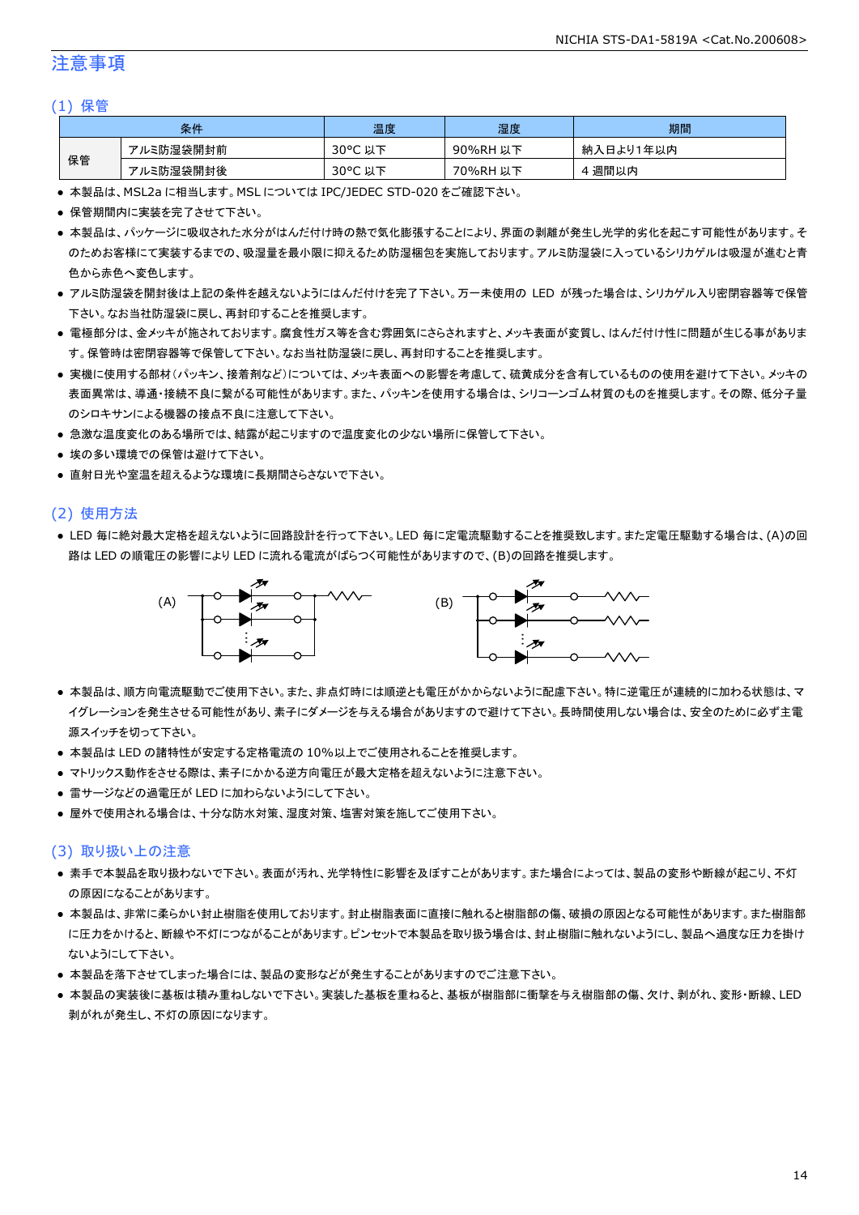## 注意事項

### (1) 保管

| 条件 | | 温度 | 湿度 | 期間 |
|---|---|---|---|---|
| 保管 | アルミ防湿袋開封前 | 30°C 以下 | 90%RH 以下 | 納入日より1年以内 |
| | アルミ防湿袋開封後 | 30°C 以下 | 70%RH 以下 | 4 週間以内 |

- 本製品は、MSL2a に相当します。MSL については IPC/JEDEC STD-020 をご確認下さい。
- 保管期間内に実装を完了させて下さい。
- 本製品は、パッケージに吸収された水分がはんだ付け時の熱で気化膨張することにより、界面の剥離が発生し光学的劣化を起こす可能性があります。そのためお客様にて実装するまでの、吸湿量を最小限に抑えるため防湿梱包を実施しております。アルミ防湿袋に入っているシリカゲルは吸湿が進むと青色から赤色へ変色します。
- アルミ防湿袋を開封後は上記の条件を越えないようにはんだ付けを完了下さい。万一未使用の LED が残った場合は、シリカゲル入り密閉容器等で保管下さい。なお当社防湿袋に戻し、再封印することを推奨します。
- 電極部分は、金メッキが施されております。腐食性ガス等を含む雰囲気にさらされますと、メッキ表面が変質し、はんだ付け性に問題が生じる事があります。保管時は密閉容器等で保管して下さい。なお当社防湿袋に戻し、再封印することを推奨します。
- 実機に使用する部材(パッキン、接着剤など)については、メッキ表面への影響を考慮して、硫黄成分を含有しているものの使用を避けて下さい。メッキの表面異常は、導通・接続不良に繋がる可能性があります。また、パッキンを使用する場合は、シリコーンゴム材質のものを推奨します。その際、低分子量のシロキサンによる機器の接点不良に注意して下さい。
- 急激な温度変化のある場所では、結露が起こりますので温度変化の少ない場所に保管して下さい。
- 埃の多い環境での保管は避けて下さい。
- 直射日光や室温を超えるような環境に長期間さらさないで下さい。

### (2) 使用方法

- LED 毎に絶対最大定格を超えないように回路設計を行って下さい。LED 毎に定電流駆動することを推奨致します。また定電圧駆動する場合は、(A)の回路は LED の順電圧の影響により LED に流れる電流がばらつく可能性がありますので、(B)の回路を推奨します。

(A) (B)

- 本製品は、順方向電流駆動でご使用下さい。また、非点灯時には順逆とも電圧がかからないように配慮下さい。特に逆電圧が連続的に加わる状態は、マイグレーションを発生させる可能性があり、素子にダメージを与える場合がありますので避けて下さい。長時間使用しない場合は、安全のために必ず主電源スイッチを切って下さい。
- 本製品は LED の諸特性が安定する定格電流の 10%以上でご使用されることを推奨します。
- マトリックス動作をさせる際は、素子にかかる逆方向電圧が最大定格を超えないように注意下さい。
- 雷サージなどの過電圧が LED に加わらないようにして下さい。
- 屋外で使用される場合は、十分な防水対策、湿度対策、塩害対策を施してご使用下さい。

### (3) 取り扱い上の注意

- 素手で本製品を取り扱わないで下さい。表面が汚れ、光学特性に影響を及ぼすことがあります。また場合によっては、製品の変形や断線が起こり、不灯の原因になることがあります。
- 本製品は、非常に柔らかい封止樹脂を使用しております。封止樹脂表面に直接に触れると樹脂部の傷、破損の原因となる可能性があります。また樹脂部に圧力をかけると、断線や不灯につながることがあります。ピンセットで本製品を取り扱う場合は、封止樹脂に触れないようにし、製品へ過度な圧力を掛けないようにして下さい。
- 本製品を落下させてしまった場合には、製品の変形などが発生することがありますのでご注意下さい。
- 本製品の実装後に基板は積み重ねしないで下さい。実装した基板を重ねると、基板が樹脂部に衝撃を与え樹脂部の傷、欠け、剥がれ、変形・断線、LED 剥がれが発生し、不灯の原因になります。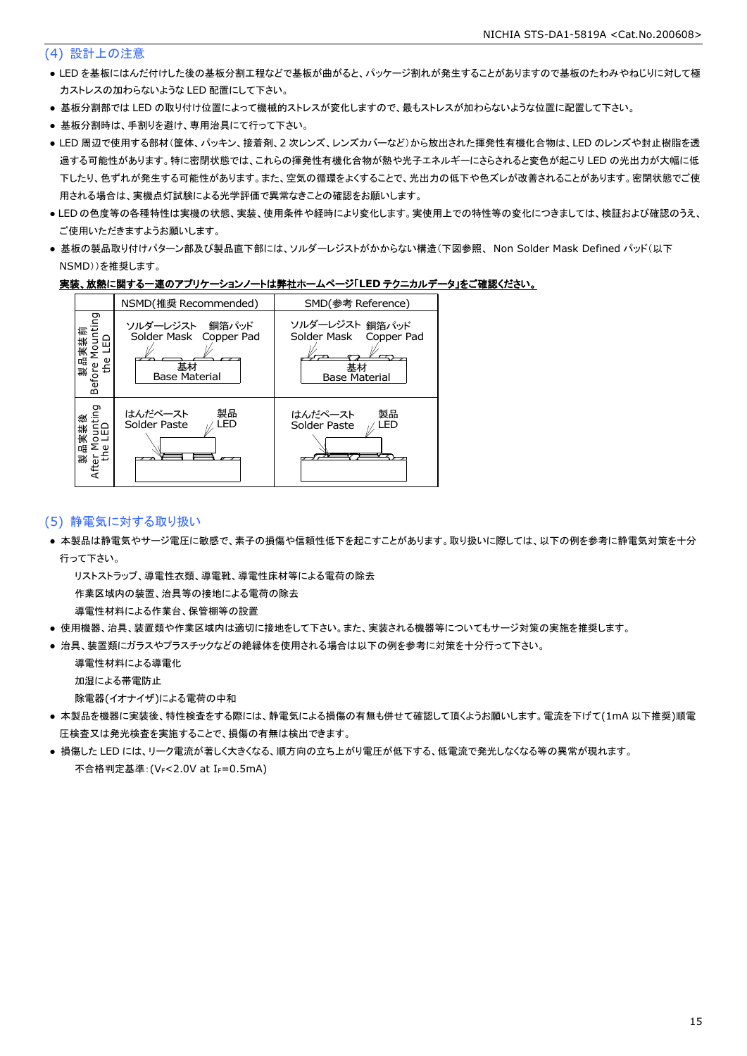## (4) 設計上の注意

- LED を基板にはんだ付けした後の基板分割工程などで基板が曲がると、パッケージ割れが発生することがありますので基板のたわみやねじりに対して極力ストレスの加わらないような LED 配置にして下さい。
- 基板分割部では LED の取り付け位置によって機械的ストレスが変化しますので、最もストレスが加わらないような位置に配置して下さい。
- 基板分割時は、手割りを避け、専用治具にて行って下さい。
- LED 周辺で使用する部材(筐体、パッキン、接着剤、2 次レンズ、レンズカバーなど)から放出された揮発性有機化合物は、LED のレンズや封止樹脂を透過する可能性があります。特に密閉状態では、これらの揮発性有機化合物が熱や光子エネルギーにさらされると変色が起こり LED の光出力が大幅に低下したり、色ずれが発生する可能性があります。また、空気の循環をよくすることで、光出力の低下や色ズレが改善されることがあります。密閉状態でご使用される場合は、実機点灯試験による光学評価で異常なきことの確認をお願いします。
- LED の色度等の各種特性は実機の状態、実装、使用条件や経時により変化します。実使用上での特性等の変化につきましては、検証および確認のうえ、ご使用いただきますようお願いします。
- 基板の製品取り付けパターン部及び製品直下部には、ソルダーレジストがかからない構造(下図参照、 Non Solder Mask Defined パッド(以下 NSMD))を推奨します。

<u>**実装、放熱に関する一連のアプリケーションノートは弊社ホームページ「LED テクニカルデータ」をご確認ください。**</u>

| | NSMD(推奨 Recommended) | SMD(参考 Reference) |
|---|---|---|
| 製品実装前 Before Mounting the LED | ソルダーレジスト Solder Mask / 銅箔パッド Copper Pad / 基材 Base Material | ソルダーレジスト Solder Mask / 銅箔パッド Copper Pad / 基材 Base Material |
| 製品実装後 After Mounting the LED | はんだペースト Solder Paste / 製品 LED | はんだペースト Solder Paste / 製品 LED |

## (5) 静電気に対する取り扱い

- 本製品は静電気やサージ電圧に敏感で、素子の損傷や信頼性低下を起こすことがあります。取り扱いに際しては、以下の例を参考に静電気対策を十分行って下さい。

  リストストラップ、導電性衣類、導電靴、導電性床材等による電荷の除去

  作業区域内の装置、治具等の接地による電荷の除去

  導電性材料による作業台、保管棚等の設置
- 使用機器、治具、装置類や作業区域内は適切に接地をして下さい。また、実装される機器等についてもサージ対策の実施を推奨します。
- 治具、装置類にガラスやプラスチックなどの絶縁体を使用される場合は以下の例を参考に対策を十分行って下さい。

  導電性材料による導電化

  加湿による帯電防止

  除電器(イオナイザ)による電荷の中和
- 本製品を機器に実装後、特性検査をする際には、静電気による損傷の有無も併せて確認して頂くようお願いします。電流を下げて(1mA 以下推奨)順電圧検査又は発光検査を実施することで、損傷の有無は検出できます。
- 損傷した LED には、リーク電流が著しく大きくなる、順方向の立ち上がり電圧が低下する、低電流で発光しなくなる等の異常が現れます。

  不合格判定基準:($V_F$<2.0V at $I_F$=0.5mA)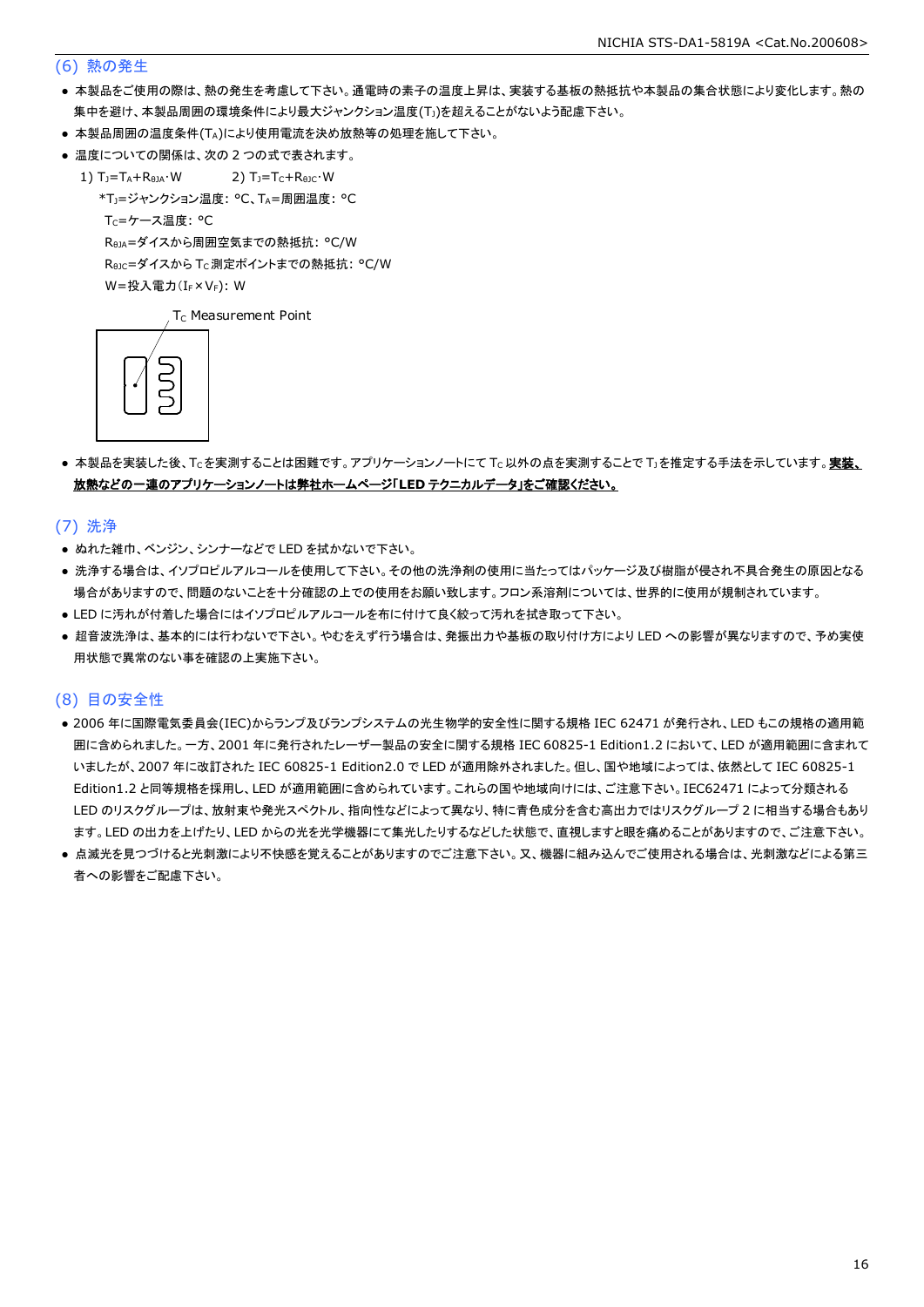## (6) 熱の発生

- 本製品をご使用の際は、熱の発生を考慮して下さい。通電時の素子の温度上昇は、実装する基板の熱抵抗や本製品の集合状態により変化します。熱の集中を避け、本製品周囲の環境条件により最大ジャンクション温度($T_J$)を超えることがないよう配慮下さい。
- 本製品周囲の温度条件($T_A$)により使用電流を決め放熱等の処理を施して下さい。
- 温度についての関係は、次の 2 つの式で表されます。

  1) $T_J=T_A+R_{\theta JA}\cdot W$　　2) $T_J=T_C+R_{\theta JC}\cdot W$

  *$T_J$=ジャンクション温度: °C、$T_A$=周囲温度: °C

  $T_C$=ケース温度: °C

  $R_{\theta JA}$=ダイスから周囲空気までの熱抵抗: °C/W

  $R_{\theta JC}$=ダイスから $T_C$ 測定ポイントまでの熱抵抗: °C/W

  W=投入電力($I_F\times V_F$): W

$T_C$ Measurement Point

- 本製品を実装した後、$T_C$ を実測することは困難です。アプリケーションノートにて $T_C$ 以外の点を実測することで $T_J$ を推定する手法を示しています。**実装、放熱などの一連のアプリケーションノートは弊社ホームページ「LED テクニカルデータ」をご確認ください。**

## (7) 洗浄

- ぬれた雑巾、ベンジン、シンナーなどで LED を拭かないで下さい。
- 洗浄する場合は、イソプロピルアルコールを使用して下さい。その他の洗浄剤の使用に当たってはパッケージ及び樹脂が侵され不具合発生の原因となる場合がありますので、問題のないことを十分確認の上での使用をお願い致します。フロン系溶剤については、世界的に使用が規制されています。
- LED に汚れが付着した場合にはイソプロピルアルコールを布に付けて良く絞って汚れを拭き取って下さい。
- 超音波洗浄は、基本的には行わないで下さい。やむをえず行う場合は、発振出力や基板の取り付け方により LED への影響が異なりますので、予め実使用状態で異常のない事を確認の上実施下さい。

## (8) 目の安全性

- 2006 年に国際電気委員会(IEC)からランプ及びランプシステムの光生物学的安全性に関する規格 IEC 62471 が発行され、LED もこの規格の適用範囲に含められました。一方、2001 年に発行されたレーザー製品の安全に関する規格 IEC 60825-1 Edition1.2 において、LED が適用範囲に含まれていましたが、2007 年に改訂された IEC 60825-1 Edition2.0 で LED が適用除外されました。但し、国や地域によっては、依然として IEC 60825-1 Edition1.2 と同等規格を採用し、LED が適用範囲に含められています。これらの国や地域向けには、ご注意下さい。IEC62471 によって分類される LED のリスクグループは、放射束や発光スペクトル、指向性などによって異なり、特に青色成分を含む高出力ではリスクグループ 2 に相当する場合もあります。LED の出力を上げたり、LED からの光を光学機器にて集光したりするなどした状態で、直視しますと眼を痛めることがありますので、ご注意下さい。
- 点滅光を見つづけると光刺激により不快感を覚えることがありますのでご注意下さい。又、機器に組み込んでご使用される場合は、光刺激などによる第三者への影響をご配慮下さい。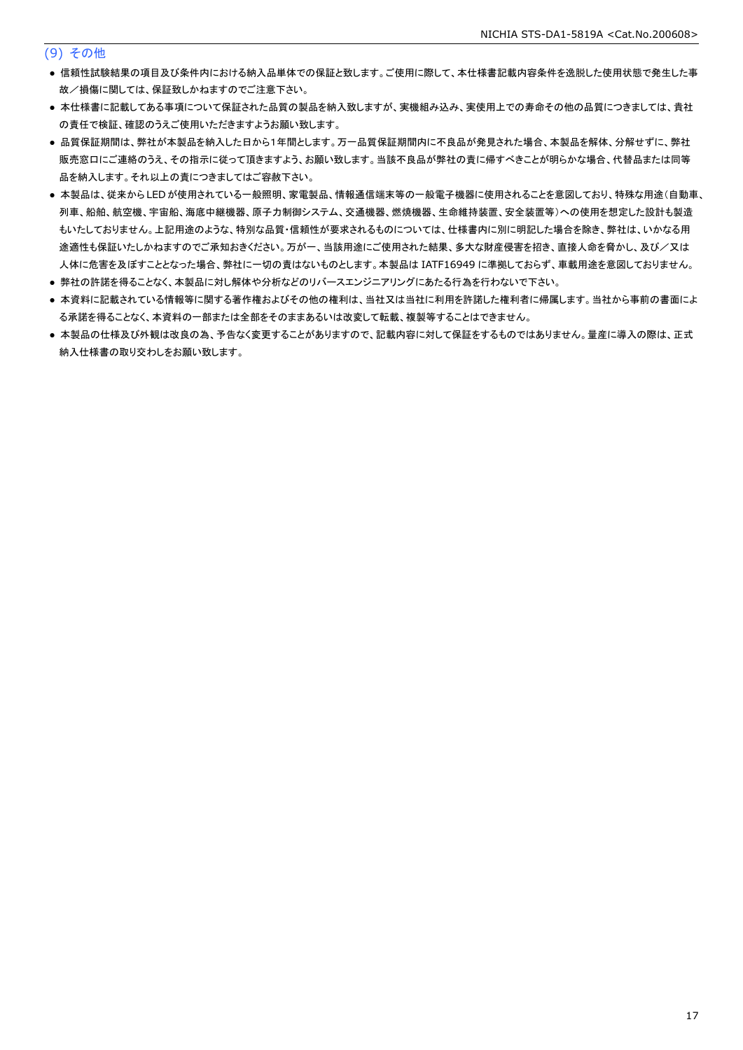## (9) その他

- 信頼性試験結果の項目及び条件内における納入品単体での保証と致します。ご使用に際して、本仕様書記載内容条件を逸脱した使用状態で発生した事故／損傷に関しては、保証致しかねますのでご注意下さい。
- 本仕様書に記載してある事項について保証された品質の製品を納入致しますが、実機組み込み、実使用上での寿命その他の品質につきましては、貴社の責任で検証、確認のうえご使用いただきますようお願い致します。
- 品質保証期間は、弊社が本製品を納入した日から1年間とします。万一品質保証期間内に不良品が発見された場合、本製品を解体、分解せずに、弊社販売窓口にご連絡のうえ、その指示に従って頂きますよう、お願い致します。当該不良品が弊社の責に帰すべきことが明らかな場合、代替品または同等品を納入します。それ以上の責につきましてはご容赦下さい。
- 本製品は、従来からLEDが使用されている一般照明、家電製品、情報通信端末等の一般電子機器に使用されることを意図しており、特殊な用途（自動車、列車、船舶、航空機、宇宙船、海底中継機器、原子力制御システム、交通機器、燃焼機器、生命維持装置、安全装置等）への使用を想定した設計も製造もいたしておりません。上記用途のような、特別な品質･信頼性が要求されるものについては、仕様書内に別に明記した場合を除き、弊社は、いかなる用途適性も保証いたしかねますのでご承知おきください。万が一、当該用途にご使用された結果、多大な財産侵害を招き、直接人命を脅かし、及び／又は人体に危害を及ぼすこととなった場合、弊社に一切の責はないものとします。本製品は IATF16949 に準拠しておらず、車載用途を意図しておりません。
- 弊社の許諾を得ることなく、本製品に対し解体や分析などのリバースエンジニアリングにあたる行為を行わないで下さい。
- 本資料に記載されている情報等に関する著作権およびその他の権利は、当社又は当社に利用を許諾した権利者に帰属します。当社から事前の書面による承諾を得ることなく、本資料の一部または全部をそのままあるいは改変して転載、複製等することはできません。
- 本製品の仕様及び外観は改良の為、予告なく変更することがありますので、記載内容に対して保証をするものではありません。量産に導入の際は、正式納入仕様書の取り交わしをお願い致します。